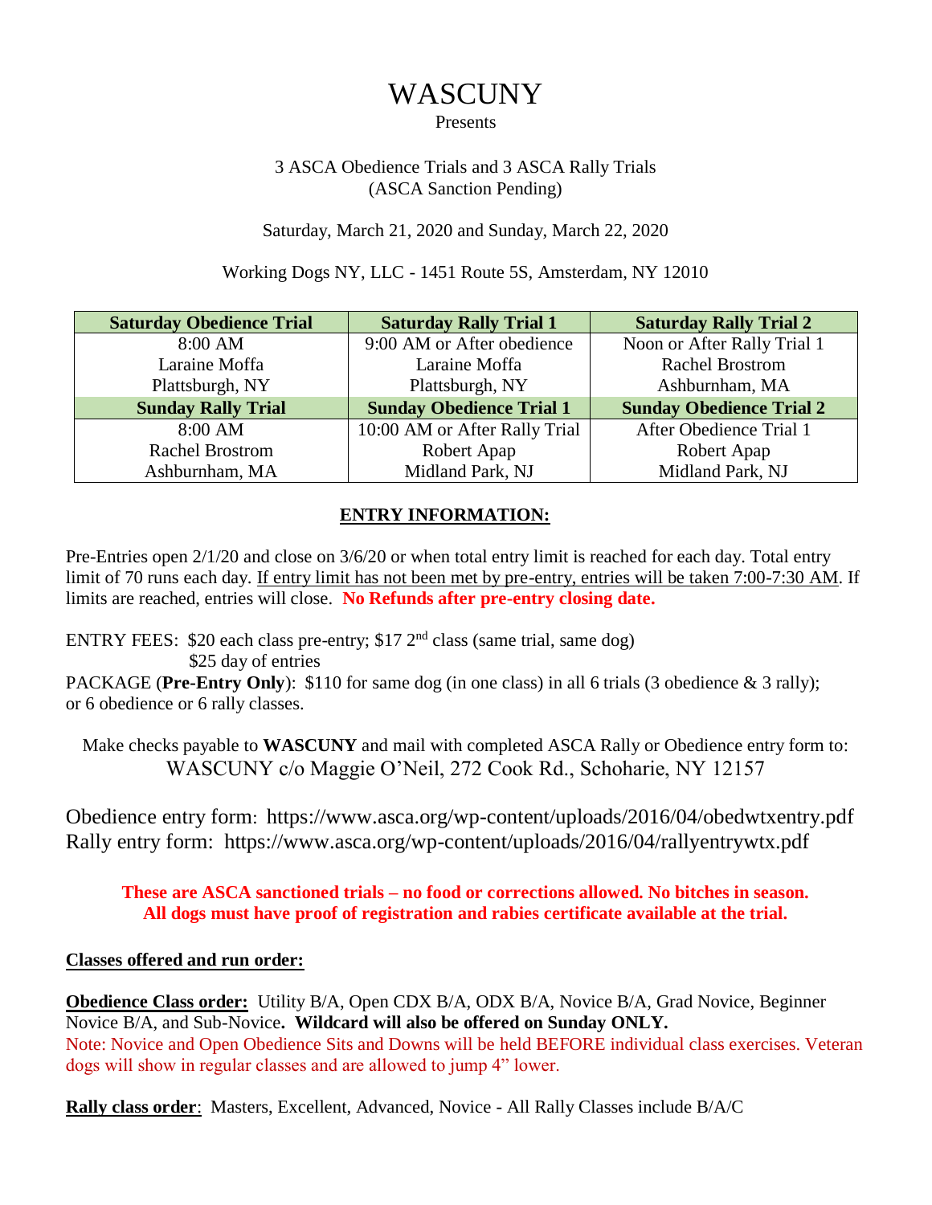# WASCUNY

Presents

3 ASCA Obedience Trials and 3 ASCA Rally Trials
(ASCA Sanction Pending)

Saturday, March 21, 2020 and Sunday, March 22, 2020

Working Dogs NY, LLC - 1451 Route 5S, Amsterdam, NY 12010

| **Saturday Obedience Trial** | **Saturday Rally Trial 1** | **Saturday Rally Trial 2** |
|---|---|---|
| 8:00 AM<br>Laraine Moffa<br>Plattsburgh, NY | 9:00 AM or After obedience<br>Laraine Moffa<br>Plattsburgh, NY | Noon or After Rally Trial 1<br>Rachel Brostrom<br>Ashburnham, MA |
| **Sunday Rally Trial** | **Sunday Obedience Trial 1** | **Sunday Obedience Trial 2** |
| 8:00 AM<br>Rachel Brostrom<br>Ashburnham, MA | 10:00 AM or After Rally Trial<br>Robert Apap<br>Midland Park, NJ | After Obedience Trial 1<br>Robert Apap<br>Midland Park, NJ |

## ENTRY INFORMATION:

Pre-Entries open 2/1/20 and close on 3/6/20 or when total entry limit is reached for each day. Total entry limit of 70 runs each day. If entry limit has not been met by pre-entry, entries will be taken 7:00-7:30 AM. If limits are reached, entries will close. **No Refunds after pre-entry closing date.**

ENTRY FEES: $20 each class pre-entry; $17 2nd class (same trial, same dog)
$25 day of entries

PACKAGE (**Pre-Entry Only**): $110 for same dog (in one class) in all 6 trials (3 obedience & 3 rally); or 6 obedience or 6 rally classes.

Make checks payable to **WASCUNY** and mail with completed ASCA Rally or Obedience entry form to:
WASCUNY c/o Maggie O'Neil, 272 Cook Rd., Schoharie, NY 12157

Obedience entry form: https://www.asca.org/wp-content/uploads/2016/04/obedwtxentry.pdf
Rally entry form: https://www.asca.org/wp-content/uploads/2016/04/rallyentrywtx.pdf

**These are ASCA sanctioned trials – no food or corrections allowed. No bitches in season.**
**All dogs must have proof of registration and rabies certificate available at the trial.**

**Classes offered and run order:**

**Obedience Class order:** Utility B/A, Open CDX B/A, ODX B/A, Novice B/A, Grad Novice, Beginner Novice B/A, and Sub-Novice**. Wildcard will also be offered on Sunday ONLY.**
Note: Novice and Open Obedience Sits and Downs will be held BEFORE individual class exercises. Veteran dogs will show in regular classes and are allowed to jump 4" lower.

**Rally class order**: Masters, Excellent, Advanced, Novice - All Rally Classes include B/A/C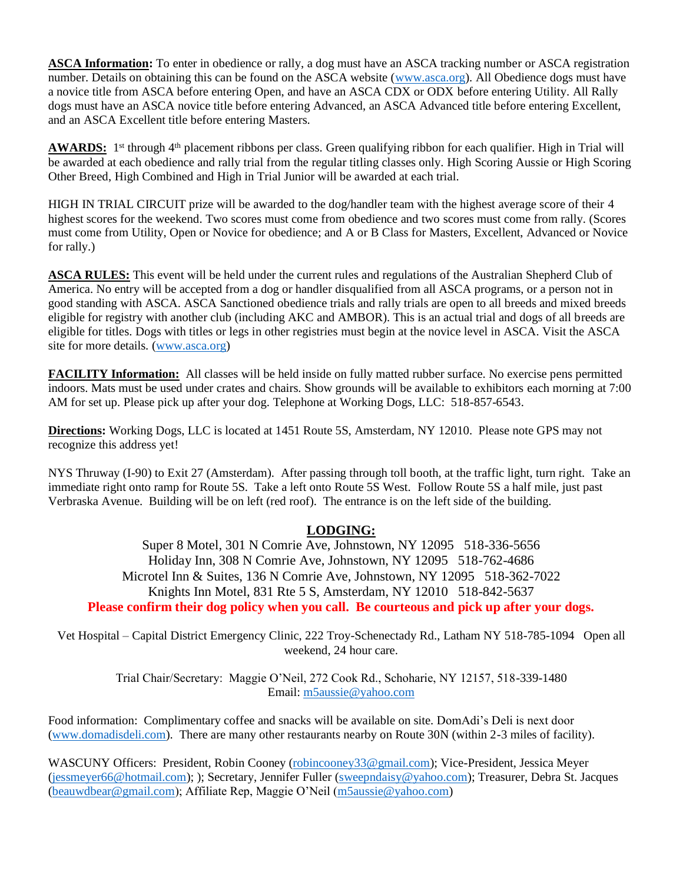**ASCA Information:** To enter in obedience or rally, a dog must have an ASCA tracking number or ASCA registration number. Details on obtaining this can be found on the ASCA website (www.asca.org). All Obedience dogs must have a novice title from ASCA before entering Open, and have an ASCA CDX or ODX before entering Utility. All Rally dogs must have an ASCA novice title before entering Advanced, an ASCA Advanced title before entering Excellent, and an ASCA Excellent title before entering Masters.

**AWARDS:** 1st through 4th placement ribbons per class. Green qualifying ribbon for each qualifier. High in Trial will be awarded at each obedience and rally trial from the regular titling classes only. High Scoring Aussie or High Scoring Other Breed, High Combined and High in Trial Junior will be awarded at each trial.

HIGH IN TRIAL CIRCUIT prize will be awarded to the dog/handler team with the highest average score of their 4 highest scores for the weekend. Two scores must come from obedience and two scores must come from rally. (Scores must come from Utility, Open or Novice for obedience; and A or B Class for Masters, Excellent, Advanced or Novice for rally.)

**ASCA RULES:** This event will be held under the current rules and regulations of the Australian Shepherd Club of America. No entry will be accepted from a dog or handler disqualified from all ASCA programs, or a person not in good standing with ASCA. ASCA Sanctioned obedience trials and rally trials are open to all breeds and mixed breeds eligible for registry with another club (including AKC and AMBOR). This is an actual trial and dogs of all breeds are eligible for titles. Dogs with titles or legs in other registries must begin at the novice level in ASCA. Visit the ASCA site for more details. (www.asca.org)

**FACILITY Information:** All classes will be held inside on fully matted rubber surface. No exercise pens permitted indoors. Mats must be used under crates and chairs. Show grounds will be available to exhibitors each morning at 7:00 AM for set up. Please pick up after your dog. Telephone at Working Dogs, LLC: 518-857-6543.

**Directions:** Working Dogs, LLC is located at 1451 Route 5S, Amsterdam, NY 12010. Please note GPS may not recognize this address yet!

NYS Thruway (I-90) to Exit 27 (Amsterdam). After passing through toll booth, at the traffic light, turn right. Take an immediate right onto ramp for Route 5S. Take a left onto Route 5S West. Follow Route 5S a half mile, just past Verbraska Avenue. Building will be on left (red roof). The entrance is on the left side of the building.

## LODGING:

Super 8 Motel, 301 N Comrie Ave, Johnstown, NY 12095 518-336-5656
Holiday Inn, 308 N Comrie Ave, Johnstown, NY 12095 518-762-4686
Microtel Inn & Suites, 136 N Comrie Ave, Johnstown, NY 12095 518-362-7022
Knights Inn Motel, 831 Rte 5 S, Amsterdam, NY 12010 518-842-5637

**Please confirm their dog policy when you call. Be courteous and pick up after your dogs.**

Vet Hospital – Capital District Emergency Clinic, 222 Troy-Schenectady Rd., Latham NY 518-785-1094 Open all weekend, 24 hour care.

Trial Chair/Secretary: Maggie O'Neil, 272 Cook Rd., Schoharie, NY 12157, 518-339-1480
Email: m5aussie@yahoo.com

Food information: Complimentary coffee and snacks will be available on site. DomAdi's Deli is next door (www.domadisdeli.com). There are many other restaurants nearby on Route 30N (within 2-3 miles of facility).

WASCUNY Officers: President, Robin Cooney (robincooney33@gmail.com); Vice-President, Jessica Meyer (jessmeyer66@hotmail.com); ); Secretary, Jennifer Fuller (sweepndaisy@yahoo.com); Treasurer, Debra St. Jacques (beauwdbear@gmail.com); Affiliate Rep, Maggie O'Neil (m5aussie@yahoo.com)